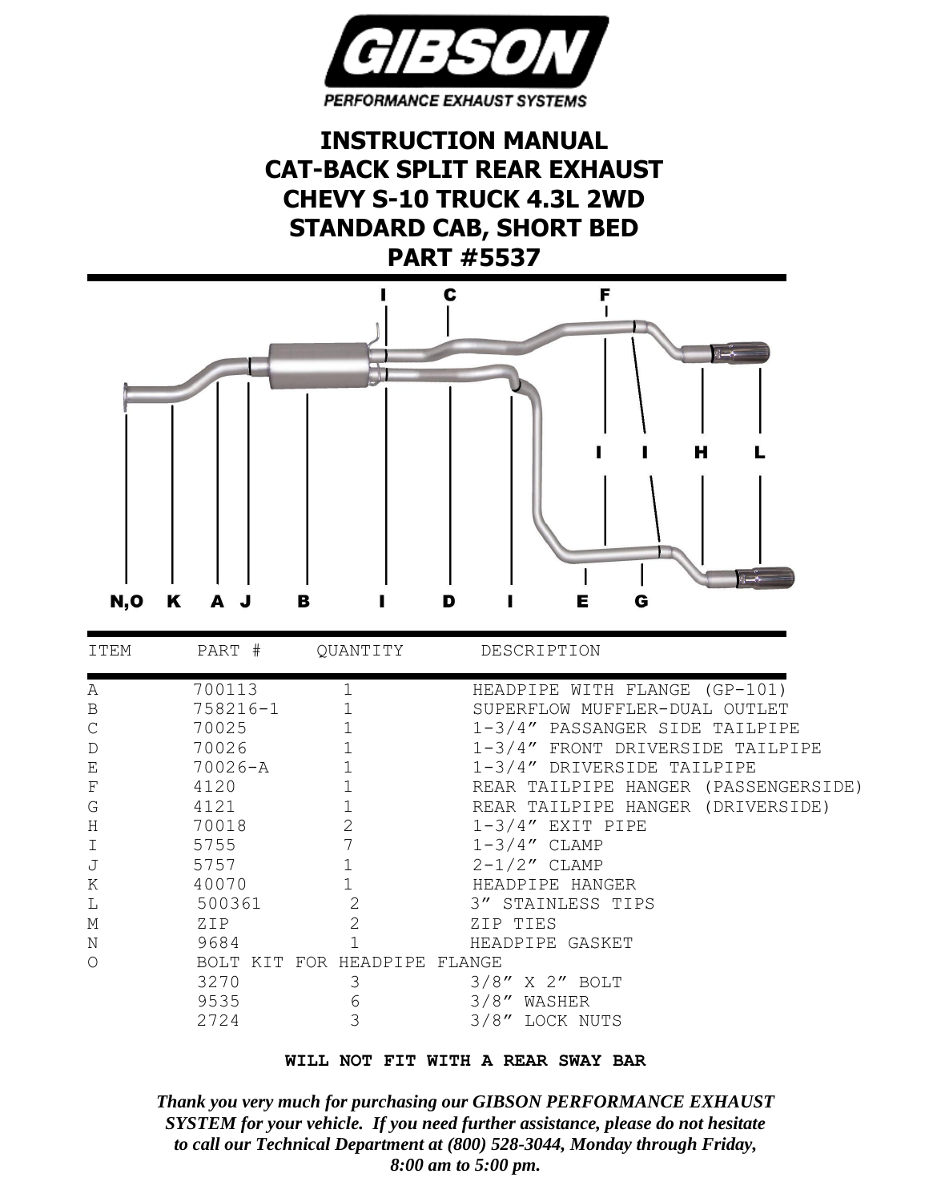**GIBSON**

PERFORMANCE EXHAUST SYSTEMS

# INSTRUCTION MANUAL
# CAT-BACK SPLIT REAR EXHAUST
# CHEVY S-10 TRUCK 4.3L 2WD
# STANDARD CAB, SHORT BED
# PART #5537

| ITEM | PART # | QUANTITY | DESCRIPTION |
|---|---|---|---|
| A | 700113 | 1 | HEADPIPE WITH FLANGE (GP-101) |
| B | 758216-1 | 1 | SUPERFLOW MUFFLER-DUAL OUTLET |
| C | 70025 | 1 | 1-3/4" PASSANGER SIDE TAILPIPE |
| D | 70026 | 1 | 1-3/4" FRONT DRIVERSIDE TAILPIPE |
| E | 70026-A | 1 | 1-3/4" DRIVERSIDE TAILPIPE |
| F | 4120 | 1 | REAR TAILPIPE HANGER (PASSENGERSIDE) |
| G | 4121 | 1 | REAR TAILPIPE HANGER (DRIVERSIDE) |
| H | 70018 | 2 | 1-3/4" EXIT PIPE |
| I | 5755 | 7 | 1-3/4" CLAMP |
| J | 5757 | 1 | 2-1/2" CLAMP |
| K | 40070 | 1 | HEADPIPE HANGER |
| L | 500361 | 2 | 3" STAINLESS TIPS |
| M | ZIP | 2 | ZIP TIES |
| N | 9684 | 1 | HEADPIPE GASKET |
| O | BOLT KIT FOR HEADPIPE FLANGE | | |
| | 3270 | 3 | 3/8" X 2" BOLT |
| | 9535 | 6 | 3/8" WASHER |
| | 2724 | 3 | 3/8" LOCK NUTS |

**WILL NOT FIT WITH A REAR SWAY BAR**

***Thank you very much for purchasing our GIBSON PERFORMANCE EXHAUST SYSTEM for your vehicle. If you need further assistance, please do not hesitate to call our Technical Department at (800) 528-3044, Monday through Friday, 8:00 am to 5:00 pm.***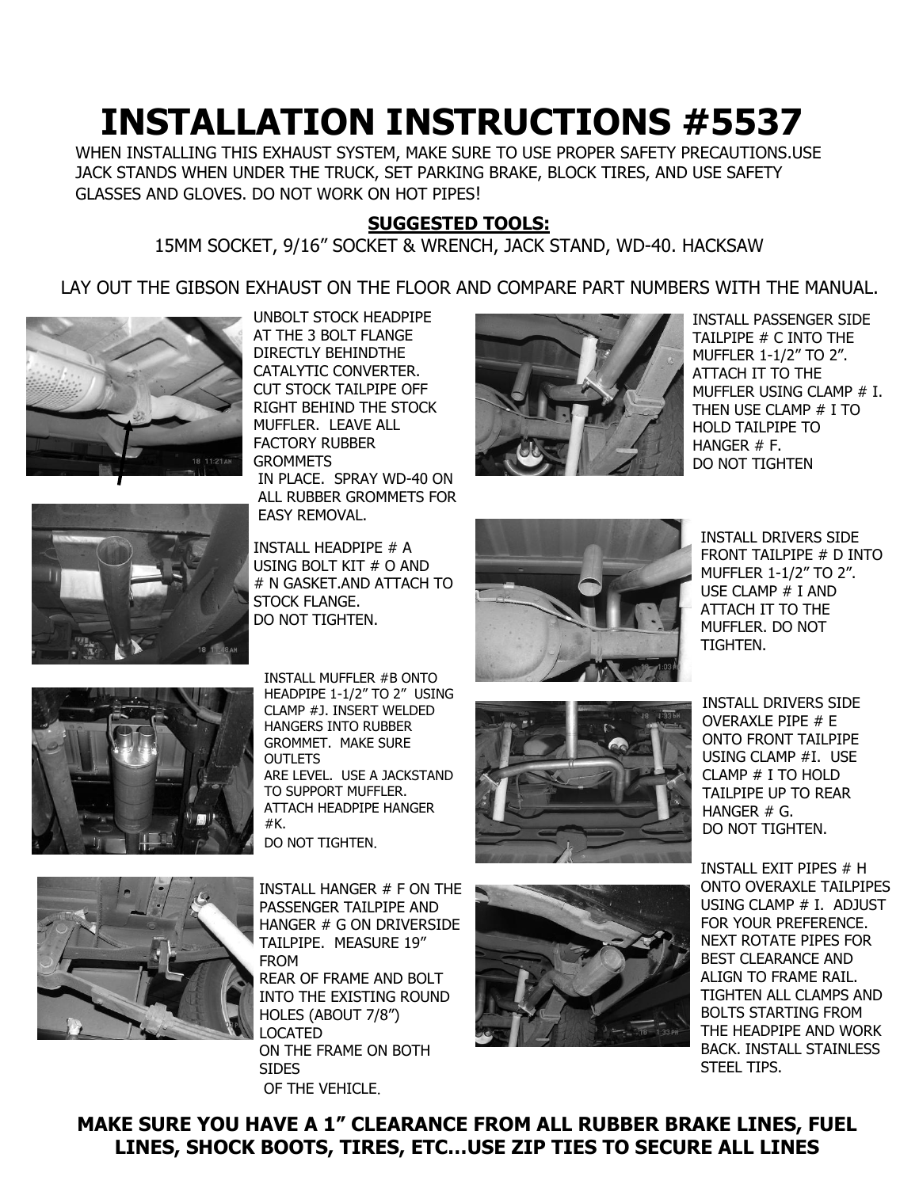# INSTALLATION INSTRUCTIONS #5537

WHEN INSTALLING THIS EXHAUST SYSTEM, MAKE SURE TO USE PROPER SAFETY PRECAUTIONS.USE JACK STANDS WHEN UNDER THE TRUCK, SET PARKING BRAKE, BLOCK TIRES, AND USE SAFETY GLASSES AND GLOVES. DO NOT WORK ON HOT PIPES!

**SUGGESTED TOOLS:**

15MM SOCKET, 9/16" SOCKET & WRENCH, JACK STAND, WD-40. HACKSAW

LAY OUT THE GIBSON EXHAUST ON THE FLOOR AND COMPARE PART NUMBERS WITH THE MANUAL.

UNBOLT STOCK HEADPIPE AT THE 3 BOLT FLANGE DIRECTLY BEHINDTHE CATALYTIC CONVERTER. CUT STOCK TAILPIPE OFF RIGHT BEHIND THE STOCK MUFFLER. LEAVE ALL FACTORY RUBBER GROMMETS IN PLACE. SPRAY WD-40 ON ALL RUBBER GROMMETS FOR EASY REMOVAL.

INSTALL HEADPIPE # A USING BOLT KIT # O AND # N GASKET.AND ATTACH TO STOCK FLANGE. DO NOT TIGHTEN.

INSTALL MUFFLER #B ONTO HEADPIPE 1-1/2" TO 2" USING CLAMP #J. INSERT WELDED HANGERS INTO RUBBER GROMMET. MAKE SURE OUTLETS ARE LEVEL. USE A JACKSTAND TO SUPPORT MUFFLER. ATTACH HEADPIPE HANGER #K. DO NOT TIGHTEN.

INSTALL HANGER # F ON THE PASSENGER TAILPIPE AND HANGER # G ON DRIVERSIDE TAILPIPE. MEASURE 19" FROM REAR OF FRAME AND BOLT INTO THE EXISTING ROUND HOLES (ABOUT 7/8") LOCATED ON THE FRAME ON BOTH SIDES OF THE VEHICLE.

INSTALL PASSENGER SIDE TAILPIPE # C INTO THE MUFFLER 1-1/2" TO 2". ATTACH IT TO THE MUFFLER USING CLAMP # I. THEN USE CLAMP # I TO HOLD TAILPIPE TO HANGER # F. DO NOT TIGHTEN

INSTALL DRIVERS SIDE FRONT TAILPIPE # D INTO MUFFLER 1-1/2" TO 2". USE CLAMP # I AND ATTACH IT TO THE MUFFLER. DO NOT TIGHTEN.

INSTALL DRIVERS SIDE OVERAXLE PIPE # E ONTO FRONT TAILPIPE USING CLAMP #I. USE CLAMP # I TO HOLD TAILPIPE UP TO REAR HANGER # G. DO NOT TIGHTEN.

INSTALL EXIT PIPES # H ONTO OVERAXLE TAILPIPES USING CLAMP # I. ADJUST FOR YOUR PREFERENCE. NEXT ROTATE PIPES FOR BEST CLEARANCE AND ALIGN TO FRAME RAIL. TIGHTEN ALL CLAMPS AND BOLTS STARTING FROM THE HEADPIPE AND WORK BACK. INSTALL STAINLESS STEEL TIPS.

**MAKE SURE YOU HAVE A 1" CLEARANCE FROM ALL RUBBER BRAKE LINES, FUEL LINES, SHOCK BOOTS, TIRES, ETC…USE ZIP TIES TO SECURE ALL LINES**